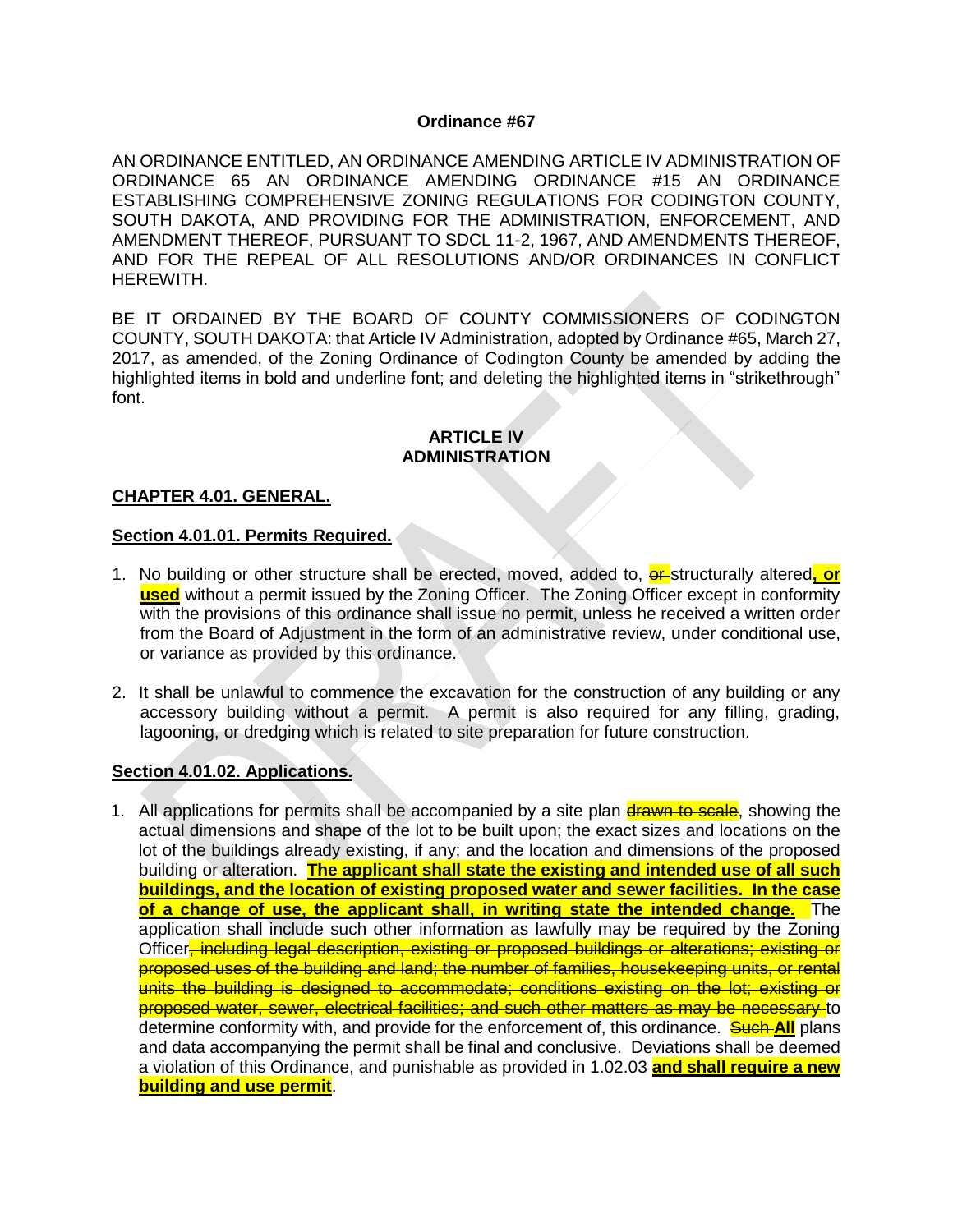**Ordinance #67**

AN ORDINANCE ENTITLED, AN ORDINANCE AMENDING ARTICLE IV ADMINISTRATION OF ORDINANCE 65 AN ORDINANCE AMENDING ORDINANCE #15 AN ORDINANCE ESTABLISHING COMPREHENSIVE ZONING REGULATIONS FOR CODINGTON COUNTY, SOUTH DAKOTA, AND PROVIDING FOR THE ADMINISTRATION, ENFORCEMENT, AND AMENDMENT THEREOF, PURSUANT TO SDCL 11-2, 1967, AND AMENDMENTS THEREOF, AND FOR THE REPEAL OF ALL RESOLUTIONS AND/OR ORDINANCES IN CONFLICT HEREWITH.

BE IT ORDAINED BY THE BOARD OF COUNTY COMMISSIONERS OF CODINGTON COUNTY, SOUTH DAKOTA: that Article IV Administration, adopted by Ordinance #65, March 27, 2017, as amended, of the Zoning Ordinance of Codington County be amended by adding the highlighted items in bold and underline font; and deleting the highlighted items in "strikethrough" font.

**ARTICLE IV**
**ADMINISTRATION**

**CHAPTER 4.01. GENERAL.**

**Section 4.01.01. Permits Required.**

1. No building or other structure shall be erected, moved, added to, ~~or~~ structurally altered**, or used** without a permit issued by the Zoning Officer. The Zoning Officer except in conformity with the provisions of this ordinance shall issue no permit, unless he received a written order from the Board of Adjustment in the form of an administrative review, under conditional use, or variance as provided by this ordinance.

2. It shall be unlawful to commence the excavation for the construction of any building or any accessory building without a permit. A permit is also required for any filling, grading, lagooning, or dredging which is related to site preparation for future construction.

**Section 4.01.02. Applications.**

1. All applications for permits shall be accompanied by a site plan ~~drawn to scale~~, showing the actual dimensions and shape of the lot to be built upon; the exact sizes and locations on the lot of the buildings already existing, if any; and the location and dimensions of the proposed building or alteration. **The applicant shall state the existing and intended use of all such buildings, and the location of existing proposed water and sewer facilities. In the case of a change of use, the applicant shall, in writing state the intended change.** The application shall include such other information as lawfully may be required by the Zoning Officer~~, including legal description, existing or proposed buildings or alterations; existing or proposed uses of the building and land; the number of families, housekeeping units, or rental units the building is designed to accommodate; conditions existing on the lot; existing or proposed water, sewer, electrical facilities; and such other matters as may be necessary~~ to determine conformity with, and provide for the enforcement of, this ordinance. ~~Such~~ **All** plans and data accompanying the permit shall be final and conclusive. Deviations shall be deemed a violation of this Ordinance, and punishable as provided in 1.02.03 **and shall require a new building and use permit**.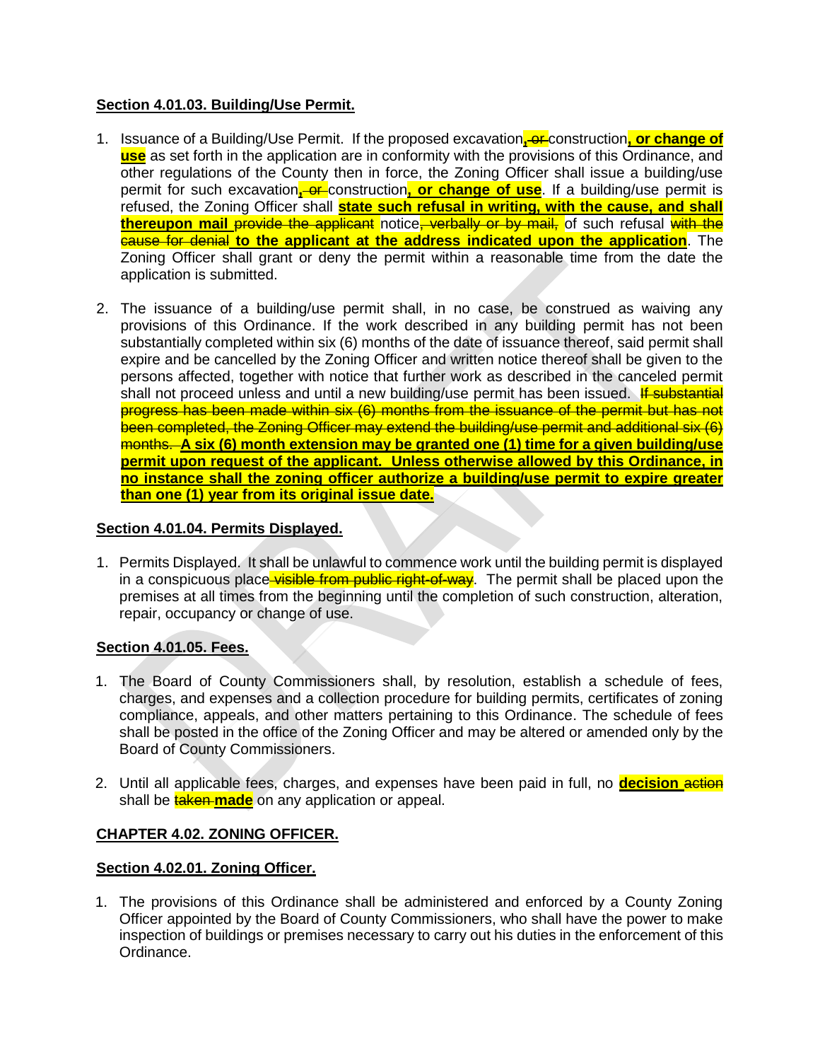**Section 4.01.03. Building/Use Permit.**

1. Issuance of a Building/Use Permit. If the proposed excavation**,** ~~or~~ construction**, or change of use** as set forth in the application are in conformity with the provisions of this Ordinance, and other regulations of the County then in force, the Zoning Officer shall issue a building/use permit for such excavation**,** ~~or~~ construction**, or change of use**. If a building/use permit is refused, the Zoning Officer shall **state such refusal in writing, with the cause, and shall thereupon mail** ~~provide the applicant~~ notice~~, verbally or by mail,~~ of such refusal ~~with the cause for denial~~ **to the applicant at the address indicated upon the application**. The Zoning Officer shall grant or deny the permit within a reasonable time from the date the application is submitted.

2. The issuance of a building/use permit shall, in no case, be construed as waiving any provisions of this Ordinance. If the work described in any building permit has not been substantially completed within six (6) months of the date of issuance thereof, said permit shall expire and be cancelled by the Zoning Officer and written notice thereof shall be given to the persons affected, together with notice that further work as described in the canceled permit shall not proceed unless and until a new building/use permit has been issued. ~~If substantial progress has been made within six (6) months from the issuance of the permit but has not been completed, the Zoning Officer may extend the building/use permit and additional six (6) months.~~ **A six (6) month extension may be granted one (1) time for a given building/use permit upon request of the applicant. Unless otherwise allowed by this Ordinance, in no instance shall the zoning officer authorize a building/use permit to expire greater than one (1) year from its original issue date.**

**Section 4.01.04. Permits Displayed.**

1. Permits Displayed. It shall be unlawful to commence work until the building permit is displayed in a conspicuous place ~~visible from public right-of-way~~. The permit shall be placed upon the premises at all times from the beginning until the completion of such construction, alteration, repair, occupancy or change of use.

**Section 4.01.05. Fees.**

1. The Board of County Commissioners shall, by resolution, establish a schedule of fees, charges, and expenses and a collection procedure for building permits, certificates of zoning compliance, appeals, and other matters pertaining to this Ordinance. The schedule of fees shall be posted in the office of the Zoning Officer and may be altered or amended only by the Board of County Commissioners.

2. Until all applicable fees, charges, and expenses have been paid in full, no **decision** ~~action~~ shall be ~~taken~~ **made** on any application or appeal.

**CHAPTER 4.02. ZONING OFFICER.**

**Section 4.02.01. Zoning Officer.**

1. The provisions of this Ordinance shall be administered and enforced by a County Zoning Officer appointed by the Board of County Commissioners, who shall have the power to make inspection of buildings or premises necessary to carry out his duties in the enforcement of this Ordinance.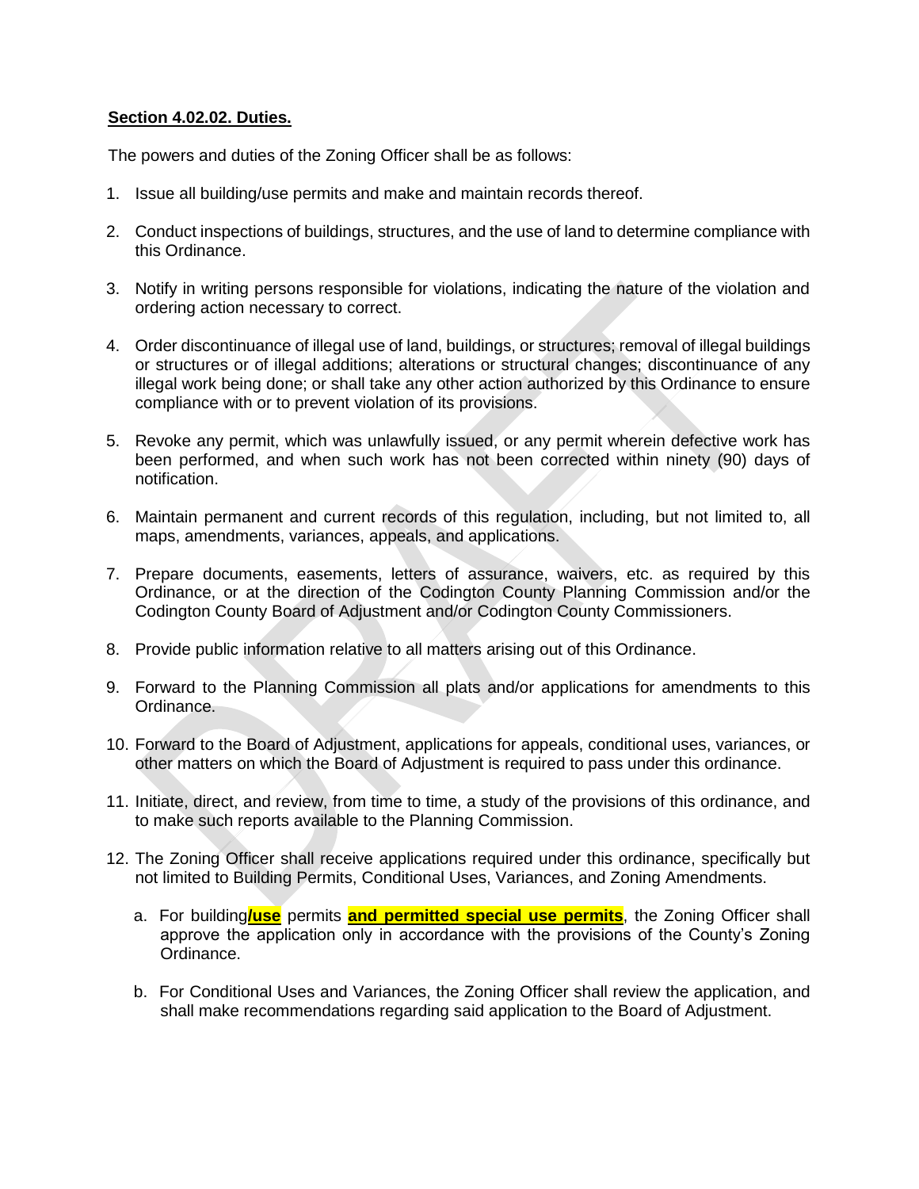**Section 4.02.02. Duties.**

The powers and duties of the Zoning Officer shall be as follows:

1. Issue all building/use permits and make and maintain records thereof.

2. Conduct inspections of buildings, structures, and the use of land to determine compliance with this Ordinance.

3. Notify in writing persons responsible for violations, indicating the nature of the violation and ordering action necessary to correct.

4. Order discontinuance of illegal use of land, buildings, or structures; removal of illegal buildings or structures or of illegal additions; alterations or structural changes; discontinuance of any illegal work being done; or shall take any other action authorized by this Ordinance to ensure compliance with or to prevent violation of its provisions.

5. Revoke any permit, which was unlawfully issued, or any permit wherein defective work has been performed, and when such work has not been corrected within ninety (90) days of notification.

6. Maintain permanent and current records of this regulation, including, but not limited to, all maps, amendments, variances, appeals, and applications.

7. Prepare documents, easements, letters of assurance, waivers, etc. as required by this Ordinance, or at the direction of the Codington County Planning Commission and/or the Codington County Board of Adjustment and/or Codington County Commissioners.

8. Provide public information relative to all matters arising out of this Ordinance.

9. Forward to the Planning Commission all plats and/or applications for amendments to this Ordinance.

10. Forward to the Board of Adjustment, applications for appeals, conditional uses, variances, or other matters on which the Board of Adjustment is required to pass under this ordinance.

11. Initiate, direct, and review, from time to time, a study of the provisions of this ordinance, and to make such reports available to the Planning Commission.

12. The Zoning Officer shall receive applications required under this ordinance, specifically but not limited to Building Permits, Conditional Uses, Variances, and Zoning Amendments.

    a. For building**/use** permits **and permitted special use permits**, the Zoning Officer shall approve the application only in accordance with the provisions of the County's Zoning Ordinance.

    b. For Conditional Uses and Variances, the Zoning Officer shall review the application, and shall make recommendations regarding said application to the Board of Adjustment.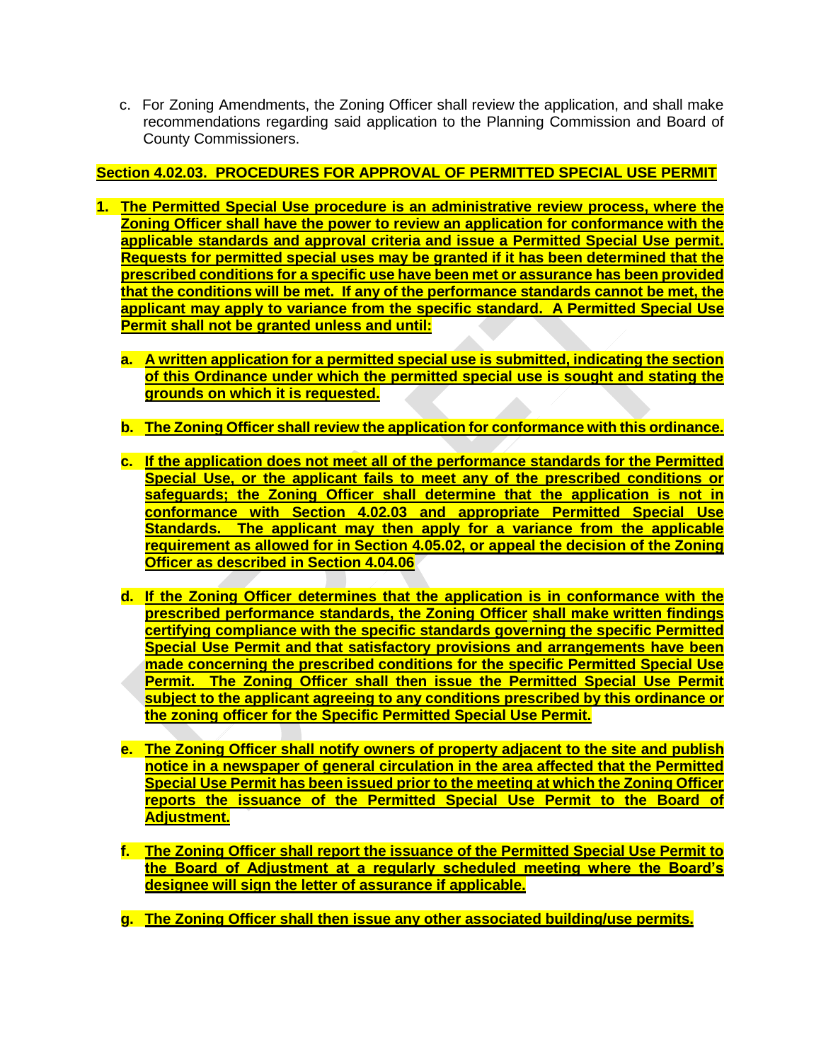c. For Zoning Amendments, the Zoning Officer shall review the application, and shall make recommendations regarding said application to the Planning Commission and Board of County Commissioners.

**Section 4.02.03. PROCEDURES FOR APPROVAL OF PERMITTED SPECIAL USE PERMIT**

1. **The Permitted Special Use procedure is an administrative review process, where the Zoning Officer shall have the power to review an application for conformance with the applicable standards and approval criteria and issue a Permitted Special Use permit. Requests for permitted special uses may be granted if it has been determined that the prescribed conditions for a specific use have been met or assurance has been provided that the conditions will be met. If any of the performance standards cannot be met, the applicant may apply to variance from the specific standard. A Permitted Special Use Permit shall not be granted unless and until:**

   a. **A written application for a permitted special use is submitted, indicating the section of this Ordinance under which the permitted special use is sought and stating the grounds on which it is requested.**

   b. **The Zoning Officer shall review the application for conformance with this ordinance.**

   c. **If the application does not meet all of the performance standards for the Permitted Special Use, or the applicant fails to meet any of the prescribed conditions or safeguards; the Zoning Officer shall determine that the application is not in conformance with Section 4.02.03 and appropriate Permitted Special Use Standards. The applicant may then apply for a variance from the applicable requirement as allowed for in Section 4.05.02, or appeal the decision of the Zoning Officer as described in Section 4.04.06**

   d. **If the Zoning Officer determines that the application is in conformance with the prescribed performance standards, the Zoning Officer shall make written findings certifying compliance with the specific standards governing the specific Permitted Special Use Permit and that satisfactory provisions and arrangements have been made concerning the prescribed conditions for the specific Permitted Special Use Permit. The Zoning Officer shall then issue the Permitted Special Use Permit subject to the applicant agreeing to any conditions prescribed by this ordinance or the zoning officer for the Specific Permitted Special Use Permit.**

   e. **The Zoning Officer shall notify owners of property adjacent to the site and publish notice in a newspaper of general circulation in the area affected that the Permitted Special Use Permit has been issued prior to the meeting at which the Zoning Officer reports the issuance of the Permitted Special Use Permit to the Board of Adjustment.**

   f. **The Zoning Officer shall report the issuance of the Permitted Special Use Permit to the Board of Adjustment at a regularly scheduled meeting where the Board's designee will sign the letter of assurance if applicable.**

   g. **The Zoning Officer shall then issue any other associated building/use permits.**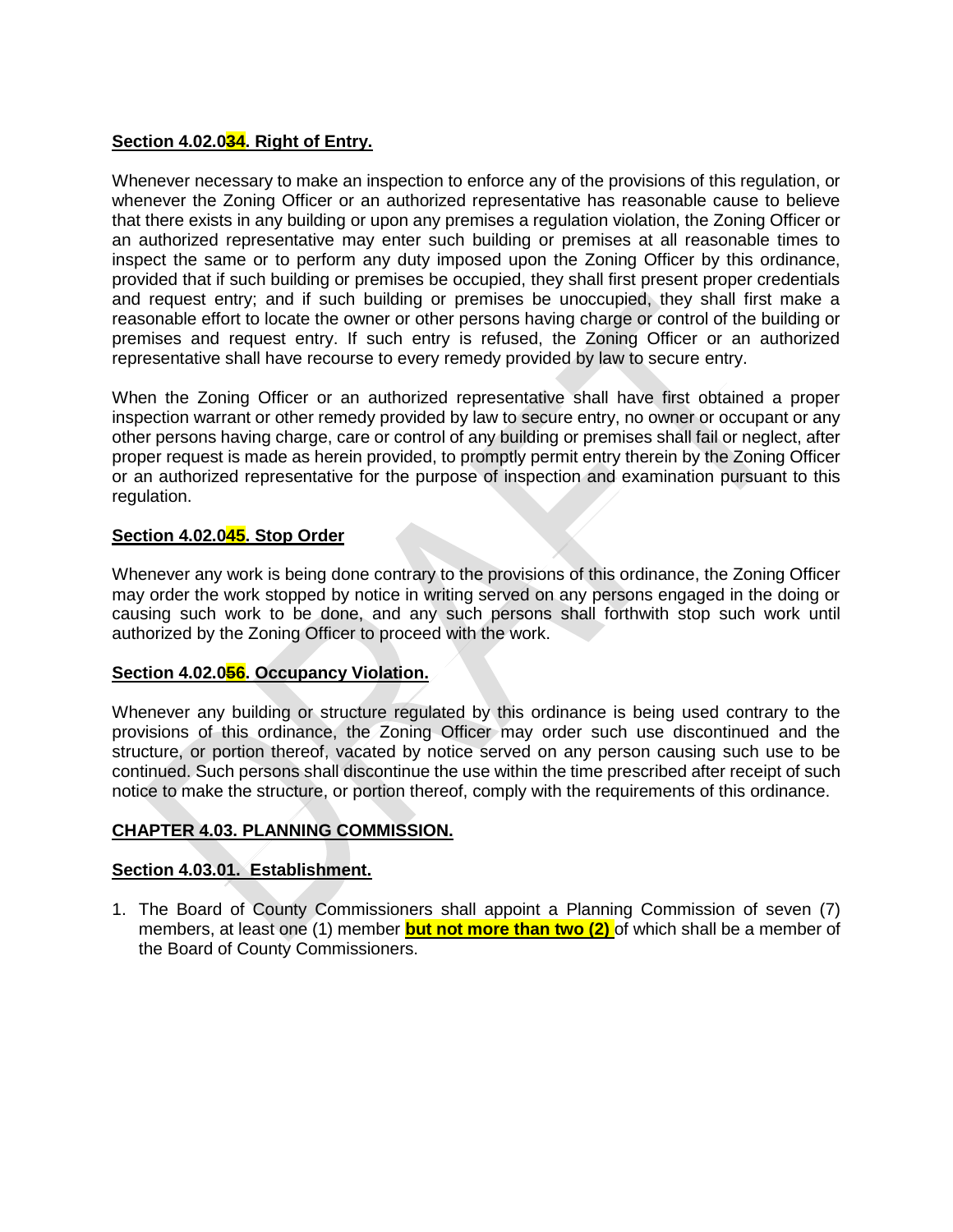**Section 4.02.034. Right of Entry.**

Whenever necessary to make an inspection to enforce any of the provisions of this regulation, or whenever the Zoning Officer or an authorized representative has reasonable cause to believe that there exists in any building or upon any premises a regulation violation, the Zoning Officer or an authorized representative may enter such building or premises at all reasonable times to inspect the same or to perform any duty imposed upon the Zoning Officer by this ordinance, provided that if such building or premises be occupied, they shall first present proper credentials and request entry; and if such building or premises be unoccupied, they shall first make a reasonable effort to locate the owner or other persons having charge or control of the building or premises and request entry. If such entry is refused, the Zoning Officer or an authorized representative shall have recourse to every remedy provided by law to secure entry.

When the Zoning Officer or an authorized representative shall have first obtained a proper inspection warrant or other remedy provided by law to secure entry, no owner or occupant or any other persons having charge, care or control of any building or premises shall fail or neglect, after proper request is made as herein provided, to promptly permit entry therein by the Zoning Officer or an authorized representative for the purpose of inspection and examination pursuant to this regulation.

**Section 4.02.045. Stop Order**

Whenever any work is being done contrary to the provisions of this ordinance, the Zoning Officer may order the work stopped by notice in writing served on any persons engaged in the doing or causing such work to be done, and any such persons shall forthwith stop such work until authorized by the Zoning Officer to proceed with the work.

**Section 4.02.056. Occupancy Violation.**

Whenever any building or structure regulated by this ordinance is being used contrary to the provisions of this ordinance, the Zoning Officer may order such use discontinued and the structure, or portion thereof, vacated by notice served on any person causing such use to be continued. Such persons shall discontinue the use within the time prescribed after receipt of such notice to make the structure, or portion thereof, comply with the requirements of this ordinance.

**CHAPTER 4.03. PLANNING COMMISSION.**

**Section 4.03.01. Establishment.**

1. The Board of County Commissioners shall appoint a Planning Commission of seven (7) members, at least one (1) member **but not more than two (2)** of which shall be a member of the Board of County Commissioners.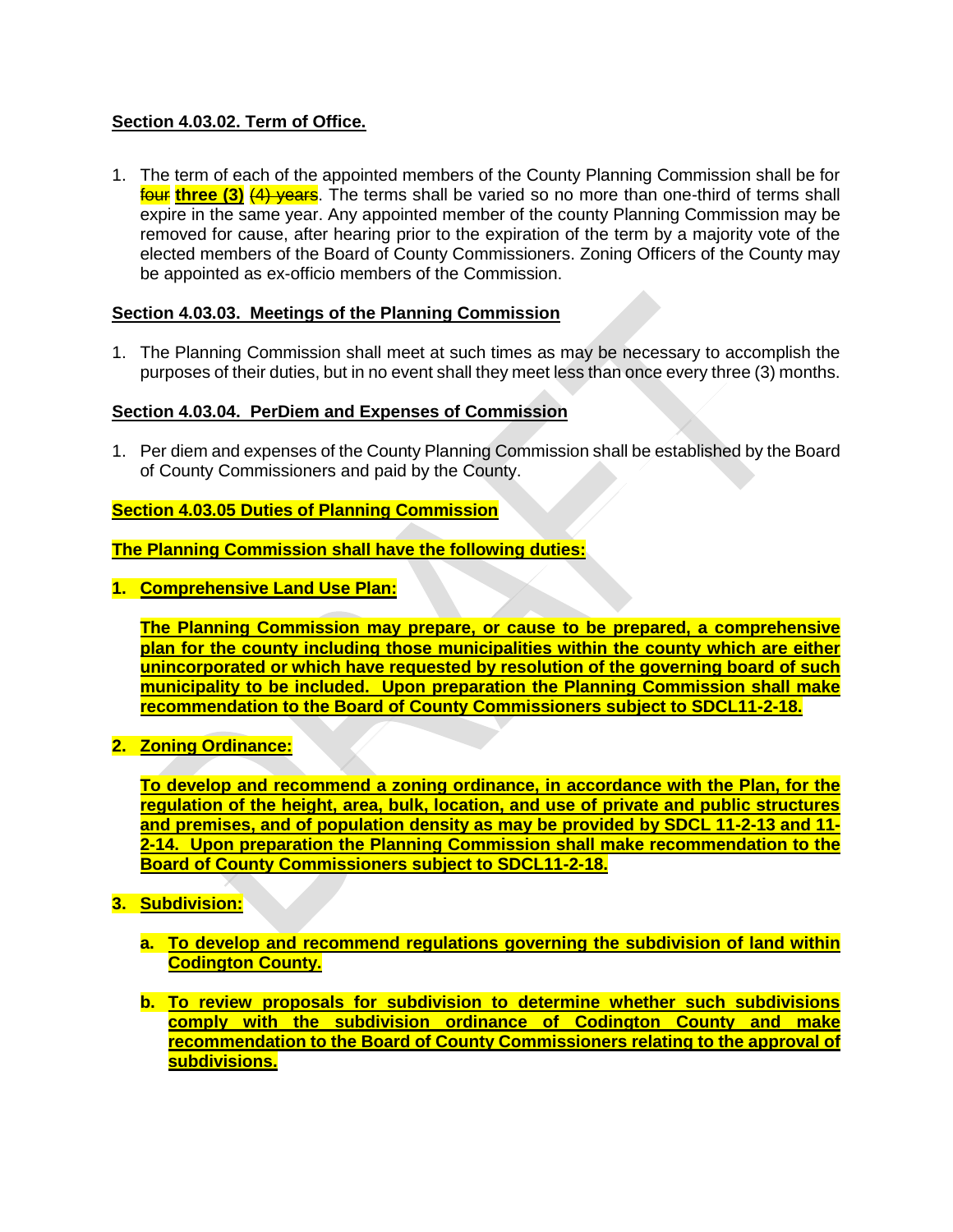**Section 4.03.02. Term of Office.**

1. The term of each of the appointed members of the County Planning Commission shall be for ~~four~~ **three (3)** ~~(4) years~~. The terms shall be varied so no more than one-third of terms shall expire in the same year. Any appointed member of the county Planning Commission may be removed for cause, after hearing prior to the expiration of the term by a majority vote of the elected members of the Board of County Commissioners. Zoning Officers of the County may be appointed as ex-officio members of the Commission.

**Section 4.03.03. Meetings of the Planning Commission**

1. The Planning Commission shall meet at such times as may be necessary to accomplish the purposes of their duties, but in no event shall they meet less than once every three (3) months.

**Section 4.03.04. PerDiem and Expenses of Commission**

1. Per diem and expenses of the County Planning Commission shall be established by the Board of County Commissioners and paid by the County.

**Section 4.03.05 Duties of Planning Commission**

**The Planning Commission shall have the following duties:**

1. **Comprehensive Land Use Plan:**

   **The Planning Commission may prepare, or cause to be prepared, a comprehensive plan for the county including those municipalities within the county which are either unincorporated or which have requested by resolution of the governing board of such municipality to be included. Upon preparation the Planning Commission shall make recommendation to the Board of County Commissioners subject to SDCL11-2-18.**

2. **Zoning Ordinance:**

   **To develop and recommend a zoning ordinance, in accordance with the Plan, for the regulation of the height, area, bulk, location, and use of private and public structures and premises, and of population density as may be provided by SDCL 11-2-13 and 11-2-14. Upon preparation the Planning Commission shall make recommendation to the Board of County Commissioners subject to SDCL11-2-18.**

3. **Subdivision:**

   a. **To develop and recommend regulations governing the subdivision of land within Codington County.**

   b. **To review proposals for subdivision to determine whether such subdivisions comply with the subdivision ordinance of Codington County and make recommendation to the Board of County Commissioners relating to the approval of subdivisions.**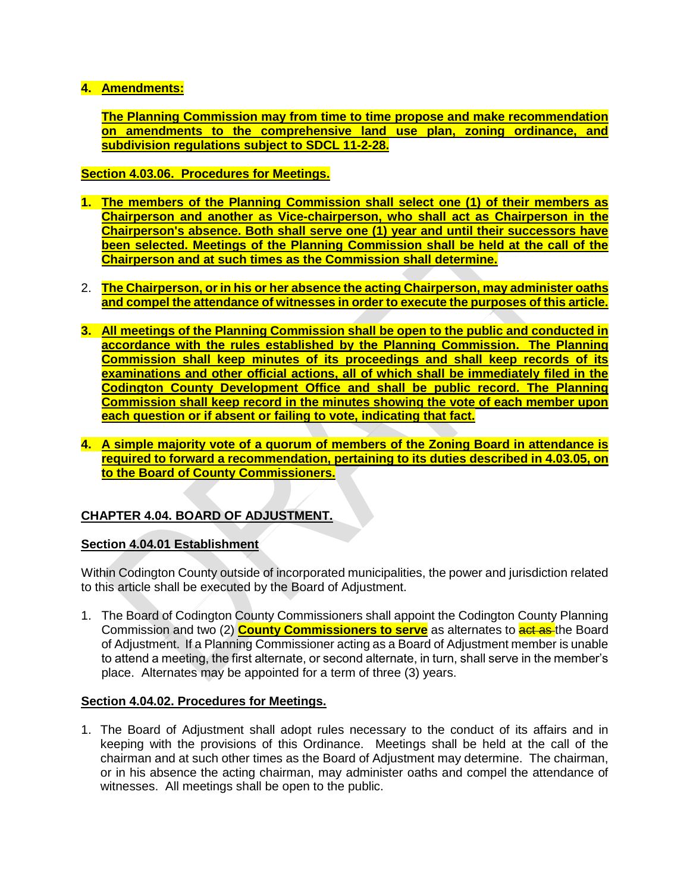**4. Amendments:**

**The Planning Commission may from time to time propose and make recommendation on amendments to the comprehensive land use plan, zoning ordinance, and subdivision regulations subject to SDCL 11-2-28.**

**Section 4.03.06. Procedures for Meetings.**

1. **The members of the Planning Commission shall select one (1) of their members as Chairperson and another as Vice-chairperson, who shall act as Chairperson in the Chairperson's absence. Both shall serve one (1) year and until their successors have been selected. Meetings of the Planning Commission shall be held at the call of the Chairperson and at such times as the Commission shall determine.**

2. **The Chairperson, or in his or her absence the acting Chairperson, may administer oaths and compel the attendance of witnesses in order to execute the purposes of this article.**

3. **All meetings of the Planning Commission shall be open to the public and conducted in accordance with the rules established by the Planning Commission. The Planning Commission shall keep minutes of its proceedings and shall keep records of its examinations and other official actions, all of which shall be immediately filed in the Codington County Development Office and shall be public record. The Planning Commission shall keep record in the minutes showing the vote of each member upon each question or if absent or failing to vote, indicating that fact.**

4. **A simple majority vote of a quorum of members of the Zoning Board in attendance is required to forward a recommendation, pertaining to its duties described in 4.03.05, on to the Board of County Commissioners.**

## CHAPTER 4.04. BOARD OF ADJUSTMENT.

### Section 4.04.01 Establishment

Within Codington County outside of incorporated municipalities, the power and jurisdiction related to this article shall be executed by the Board of Adjustment.

1. The Board of Codington County Commissioners shall appoint the Codington County Planning Commission and two (2) **County Commissioners to serve** as alternates to ~~act as~~ the Board of Adjustment. If a Planning Commissioner acting as a Board of Adjustment member is unable to attend a meeting, the first alternate, or second alternate, in turn, shall serve in the member's place. Alternates may be appointed for a term of three (3) years.

### Section 4.04.02. Procedures for Meetings.

1. The Board of Adjustment shall adopt rules necessary to the conduct of its affairs and in keeping with the provisions of this Ordinance. Meetings shall be held at the call of the chairman and at such other times as the Board of Adjustment may determine. The chairman, or in his absence the acting chairman, may administer oaths and compel the attendance of witnesses. All meetings shall be open to the public.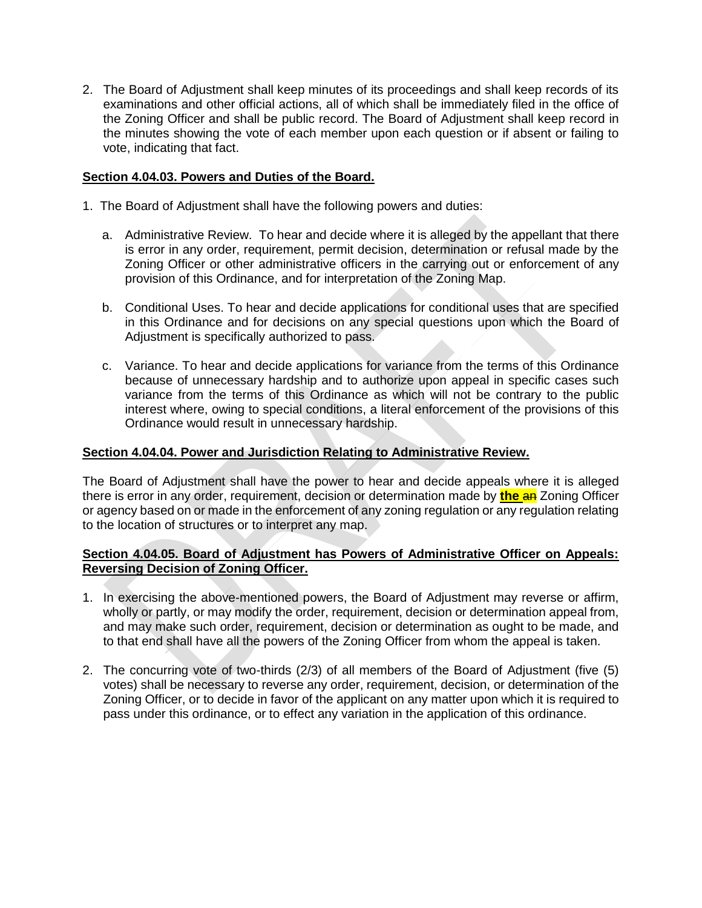2. The Board of Adjustment shall keep minutes of its proceedings and shall keep records of its examinations and other official actions, all of which shall be immediately filed in the office of the Zoning Officer and shall be public record. The Board of Adjustment shall keep record in the minutes showing the vote of each member upon each question or if absent or failing to vote, indicating that fact.

**Section 4.04.03. Powers and Duties of the Board.**

1. The Board of Adjustment shall have the following powers and duties:

   a. Administrative Review. To hear and decide where it is alleged by the appellant that there is error in any order, requirement, permit decision, determination or refusal made by the Zoning Officer or other administrative officers in the carrying out or enforcement of any provision of this Ordinance, and for interpretation of the Zoning Map.

   b. Conditional Uses. To hear and decide applications for conditional uses that are specified in this Ordinance and for decisions on any special questions upon which the Board of Adjustment is specifically authorized to pass.

   c. Variance. To hear and decide applications for variance from the terms of this Ordinance because of unnecessary hardship and to authorize upon appeal in specific cases such variance from the terms of this Ordinance as which will not be contrary to the public interest where, owing to special conditions, a literal enforcement of the provisions of this Ordinance would result in unnecessary hardship.

**Section 4.04.04. Power and Jurisdiction Relating to Administrative Review.**

The Board of Adjustment shall have the power to hear and decide appeals where it is alleged there is error in any order, requirement, decision or determination made by **the** ~~an~~ Zoning Officer or agency based on or made in the enforcement of any zoning regulation or any regulation relating to the location of structures or to interpret any map.

**Section 4.04.05. Board of Adjustment has Powers of Administrative Officer on Appeals: Reversing Decision of Zoning Officer.**

1. In exercising the above-mentioned powers, the Board of Adjustment may reverse or affirm, wholly or partly, or may modify the order, requirement, decision or determination appeal from, and may make such order, requirement, decision or determination as ought to be made, and to that end shall have all the powers of the Zoning Officer from whom the appeal is taken.

2. The concurring vote of two-thirds (2/3) of all members of the Board of Adjustment (five (5) votes) shall be necessary to reverse any order, requirement, decision, or determination of the Zoning Officer, or to decide in favor of the applicant on any matter upon which it is required to pass under this ordinance, or to effect any variation in the application of this ordinance.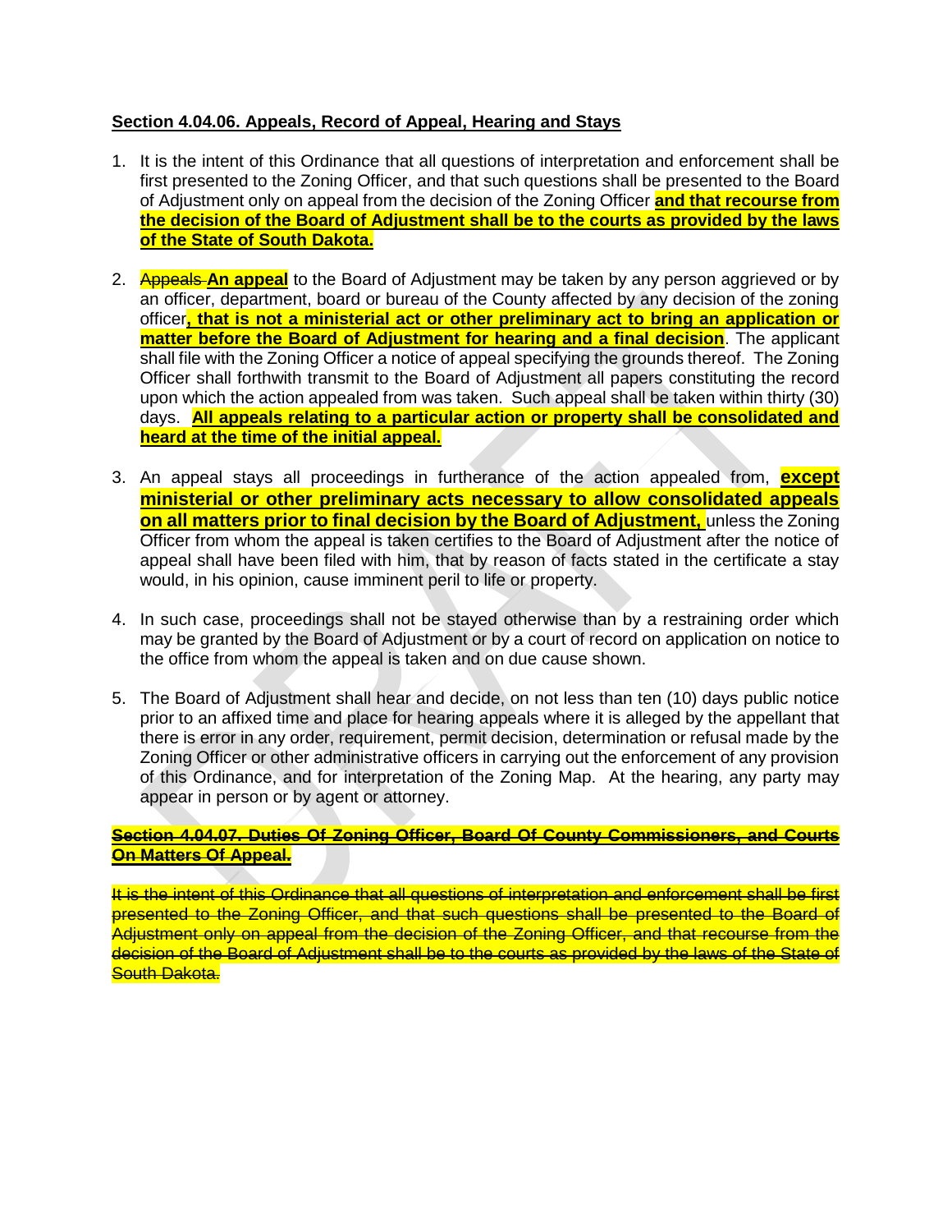**Section 4.04.06. Appeals, Record of Appeal, Hearing and Stays**

1. It is the intent of this Ordinance that all questions of interpretation and enforcement shall be first presented to the Zoning Officer, and that such questions shall be presented to the Board of Adjustment only on appeal from the decision of the Zoning Officer **and that recourse from the decision of the Board of Adjustment shall be to the courts as provided by the laws of the State of South Dakota.**

2. ~~Appeals~~ **An appeal** to the Board of Adjustment may be taken by any person aggrieved or by an officer, department, board or bureau of the County affected by any decision of the zoning officer**, that is not a ministerial act or other preliminary act to bring an application or matter before the Board of Adjustment for hearing and a final decision**. The applicant shall file with the Zoning Officer a notice of appeal specifying the grounds thereof. The Zoning Officer shall forthwith transmit to the Board of Adjustment all papers constituting the record upon which the action appealed from was taken. Such appeal shall be taken within thirty (30) days. **All appeals relating to a particular action or property shall be consolidated and heard at the time of the initial appeal.**

3. An appeal stays all proceedings in furtherance of the action appealed from, **except ministerial or other preliminary acts necessary to allow consolidated appeals on all matters prior to final decision by the Board of Adjustment,** unless the Zoning Officer from whom the appeal is taken certifies to the Board of Adjustment after the notice of appeal shall have been filed with him, that by reason of facts stated in the certificate a stay would, in his opinion, cause imminent peril to life or property.

4. In such case, proceedings shall not be stayed otherwise than by a restraining order which may be granted by the Board of Adjustment or by a court of record on application on notice to the office from whom the appeal is taken and on due cause shown.

5. The Board of Adjustment shall hear and decide, on not less than ten (10) days public notice prior to an affixed time and place for hearing appeals where it is alleged by the appellant that there is error in any order, requirement, permit decision, determination or refusal made by the Zoning Officer or other administrative officers in carrying out the enforcement of any provision of this Ordinance, and for interpretation of the Zoning Map. At the hearing, any party may appear in person or by agent or attorney.

~~**Section 4.04.07. Duties Of Zoning Officer, Board Of County Commissioners, and Courts On Matters Of Appeal.**~~

~~It is the intent of this Ordinance that all questions of interpretation and enforcement shall be first presented to the Zoning Officer, and that such questions shall be presented to the Board of Adjustment only on appeal from the decision of the Zoning Officer, and that recourse from the decision of the Board of Adjustment shall be to the courts as provided by the laws of the State of South Dakota.~~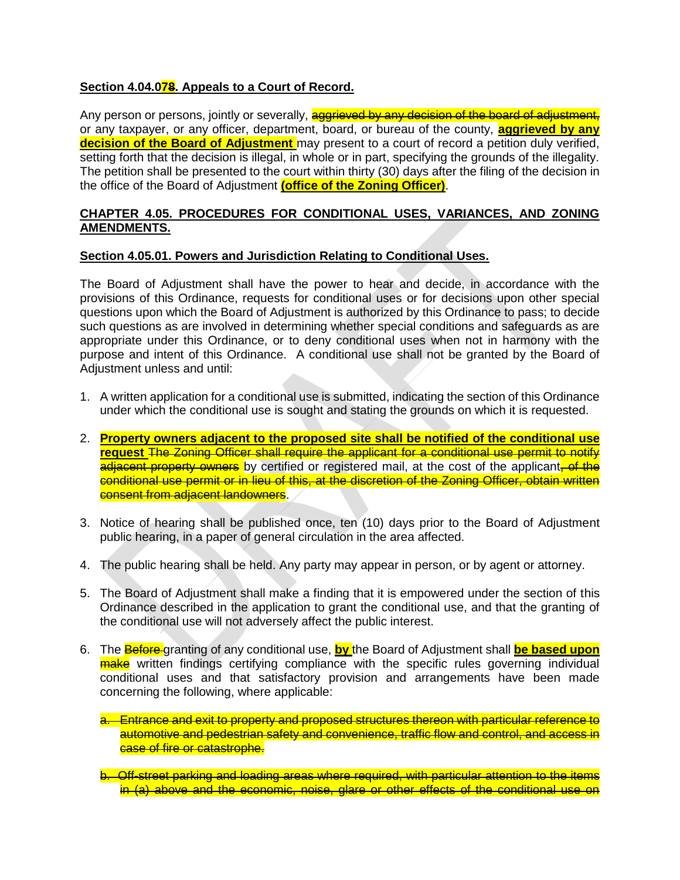**Section 4.04.0~~8~~7. Appeals to a Court of Record.**

Any person or persons, jointly or severally, ~~aggrieved by any decision of the board of adjustment,~~ or any taxpayer, or any officer, department, board, or bureau of the county, **aggrieved by any decision of the Board of Adjustment** may present to a court of record a petition duly verified, setting forth that the decision is illegal, in whole or in part, specifying the grounds of the illegality. The petition shall be presented to the court within thirty (30) days after the filing of the decision in the office of the Board of Adjustment **(office of the Zoning Officer)**.

## CHAPTER 4.05. PROCEDURES FOR CONDITIONAL USES, VARIANCES, AND ZONING AMENDMENTS.

**Section 4.05.01. Powers and Jurisdiction Relating to Conditional Uses.**

The Board of Adjustment shall have the power to hear and decide, in accordance with the provisions of this Ordinance, requests for conditional uses or for decisions upon other special questions upon which the Board of Adjustment is authorized by this Ordinance to pass; to decide such questions as are involved in determining whether special conditions and safeguards as are appropriate under this Ordinance, or to deny conditional uses when not in harmony with the purpose and intent of this Ordinance. A conditional use shall not be granted by the Board of Adjustment unless and until:

1. A written application for a conditional use is submitted, indicating the section of this Ordinance under which the conditional use is sought and stating the grounds on which it is requested.

2. **Property owners adjacent to the proposed site shall be notified of the conditional use request** ~~The Zoning Officer shall require the applicant for a conditional use permit to notify adjacent property owners~~ by certified or registered mail, at the cost of the applicant~~, of the conditional use permit or in lieu of this, at the discretion of the Zoning Officer, obtain written consent from adjacent landowners~~.

3. Notice of hearing shall be published once, ten (10) days prior to the Board of Adjustment public hearing, in a paper of general circulation in the area affected.

4. The public hearing shall be held. Any party may appear in person, or by agent or attorney.

5. The Board of Adjustment shall make a finding that it is empowered under the section of this Ordinance described in the application to grant the conditional use, and that the granting of the conditional use will not adversely affect the public interest.

6. The ~~Before~~ granting of any conditional use, **by** the Board of Adjustment shall **be based upon** ~~make~~ written findings certifying compliance with the specific rules governing individual conditional uses and that satisfactory provision and arrangements have been made concerning the following, where applicable:

   ~~a. Entrance and exit to property and proposed structures thereon with particular reference to automotive and pedestrian safety and convenience, traffic flow and control, and access in case of fire or catastrophe.~~

   ~~b. Off-street parking and loading areas where required, with particular attention to the items in (a) above and the economic, noise, glare or other effects of the conditional use on~~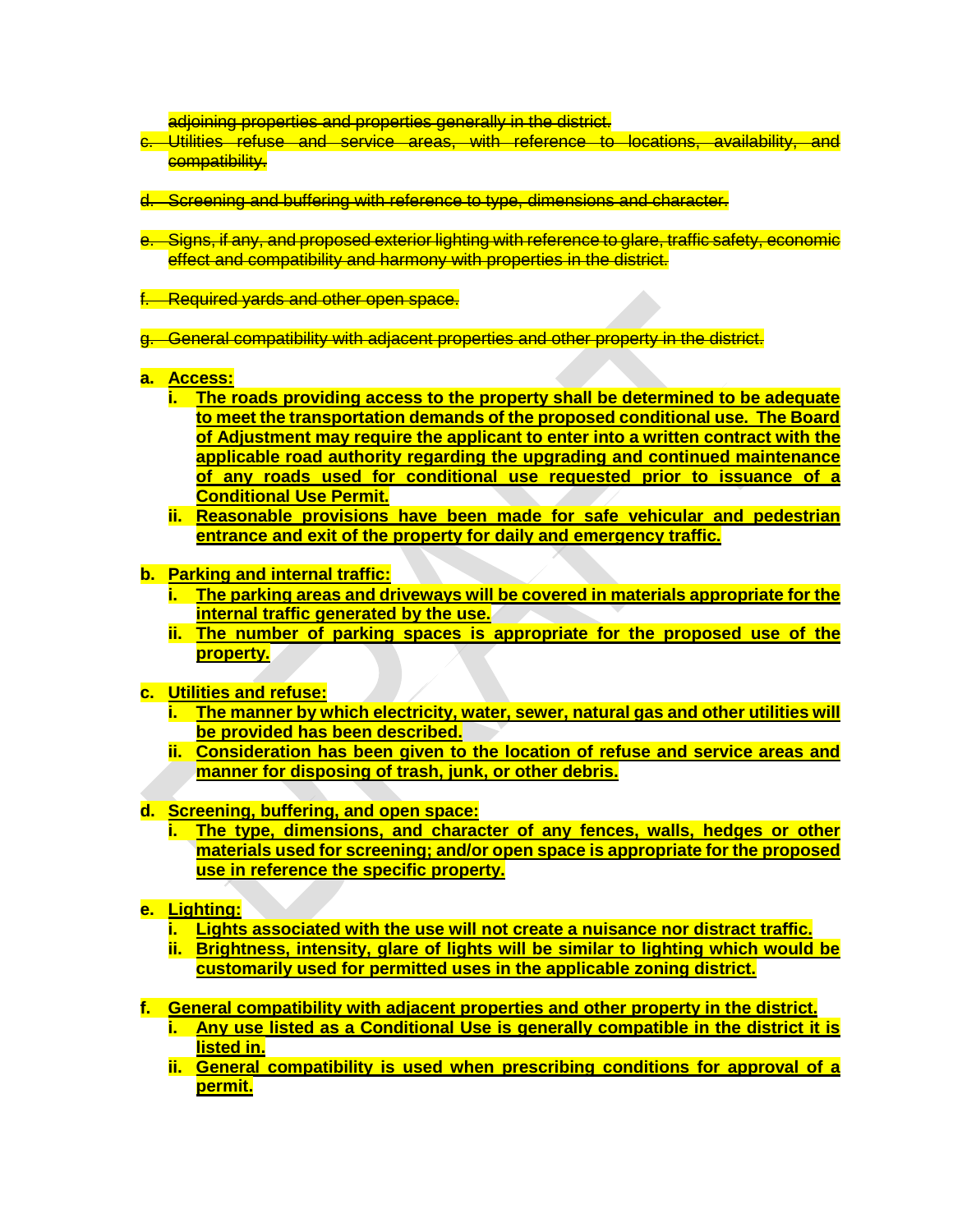~~adjoining properties and properties generally in the district.~~

~~c. Utilities refuse and service areas, with reference to locations, availability, and compatibility.~~

~~d. Screening and buffering with reference to type, dimensions and character.~~

~~e. Signs, if any, and proposed exterior lighting with reference to glare, traffic safety, economic effect and compatibility and harmony with properties in the district.~~

~~f. Required yards and other open space.~~

~~g. General compatibility with adjacent properties and other property in the district.~~

**a. Access:**
- **i. The roads providing access to the property shall be determined to be adequate to meet the transportation demands of the proposed conditional use. The Board of Adjustment may require the applicant to enter into a written contract with the applicable road authority regarding the upgrading and continued maintenance of any roads used for conditional use requested prior to issuance of a Conditional Use Permit.**
- **ii. Reasonable provisions have been made for safe vehicular and pedestrian entrance and exit of the property for daily and emergency traffic.**

**b. Parking and internal traffic:**
- **i. The parking areas and driveways will be covered in materials appropriate for the internal traffic generated by the use.**
- **ii. The number of parking spaces is appropriate for the proposed use of the property.**

**c. Utilities and refuse:**
- **i. The manner by which electricity, water, sewer, natural gas and other utilities will be provided has been described.**
- **ii. Consideration has been given to the location of refuse and service areas and manner for disposing of trash, junk, or other debris.**

**d. Screening, buffering, and open space:**
- **i. The type, dimensions, and character of any fences, walls, hedges or other materials used for screening; and/or open space is appropriate for the proposed use in reference the specific property.**

**e. Lighting:**
- **i. Lights associated with the use will not create a nuisance nor distract traffic.**
- **ii. Brightness, intensity, glare of lights will be similar to lighting which would be customarily used for permitted uses in the applicable zoning district.**

**f. General compatibility with adjacent properties and other property in the district.**
- **i. Any use listed as a Conditional Use is generally compatible in the district it is listed in.**
- **ii. General compatibility is used when prescribing conditions for approval of a permit.**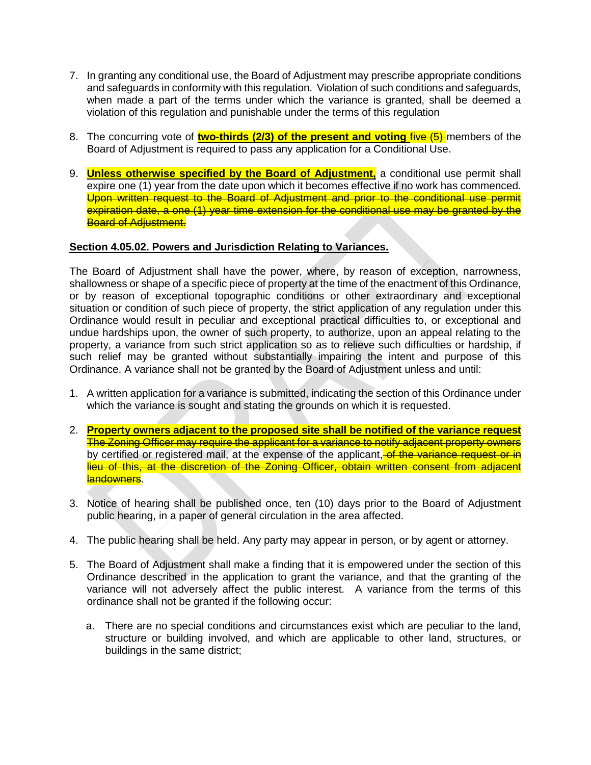7. In granting any conditional use, the Board of Adjustment may prescribe appropriate conditions and safeguards in conformity with this regulation. Violation of such conditions and safeguards, when made a part of the terms under which the variance is granted, shall be deemed a violation of this regulation and punishable under the terms of this regulation

8. The concurring vote of **two-thirds (2/3) of the present and voting** ~~five (5)~~ members of the Board of Adjustment is required to pass any application for a Conditional Use.

9. **Unless otherwise specified by the Board of Adjustment,** a conditional use permit shall expire one (1) year from the date upon which it becomes effective if no work has commenced. ~~Upon written request to the Board of Adjustment and prior to the conditional use permit expiration date, a one (1) year time extension for the conditional use may be granted by the Board of Adjustment.~~

**Section 4.05.02. Powers and Jurisdiction Relating to Variances.**

The Board of Adjustment shall have the power, where, by reason of exception, narrowness, shallowness or shape of a specific piece of property at the time of the enactment of this Ordinance, or by reason of exceptional topographic conditions or other extraordinary and exceptional situation or condition of such piece of property, the strict application of any regulation under this Ordinance would result in peculiar and exceptional practical difficulties to, or exceptional and undue hardships upon, the owner of such property, to authorize, upon an appeal relating to the property, a variance from such strict application so as to relieve such difficulties or hardship, if such relief may be granted without substantially impairing the intent and purpose of this Ordinance. A variance shall not be granted by the Board of Adjustment unless and until:

1. A written application for a variance is submitted, indicating the section of this Ordinance under which the variance is sought and stating the grounds on which it is requested.

2. **Property owners adjacent to the proposed site shall be notified of the variance request** ~~The Zoning Officer may require the applicant for a variance to notify adjacent property owners~~ by certified or registered mail, at the expense of the applicant~~, of the variance request or in lieu of this, at the discretion of the Zoning Officer, obtain written consent from adjacent landowners~~.

3. Notice of hearing shall be published once, ten (10) days prior to the Board of Adjustment public hearing, in a paper of general circulation in the area affected.

4. The public hearing shall be held. Any party may appear in person, or by agent or attorney.

5. The Board of Adjustment shall make a finding that it is empowered under the section of this Ordinance described in the application to grant the variance, and that the granting of the variance will not adversely affect the public interest. A variance from the terms of this ordinance shall not be granted if the following occur:

   a. There are no special conditions and circumstances exist which are peculiar to the land, structure or building involved, and which are applicable to other land, structures, or buildings in the same district;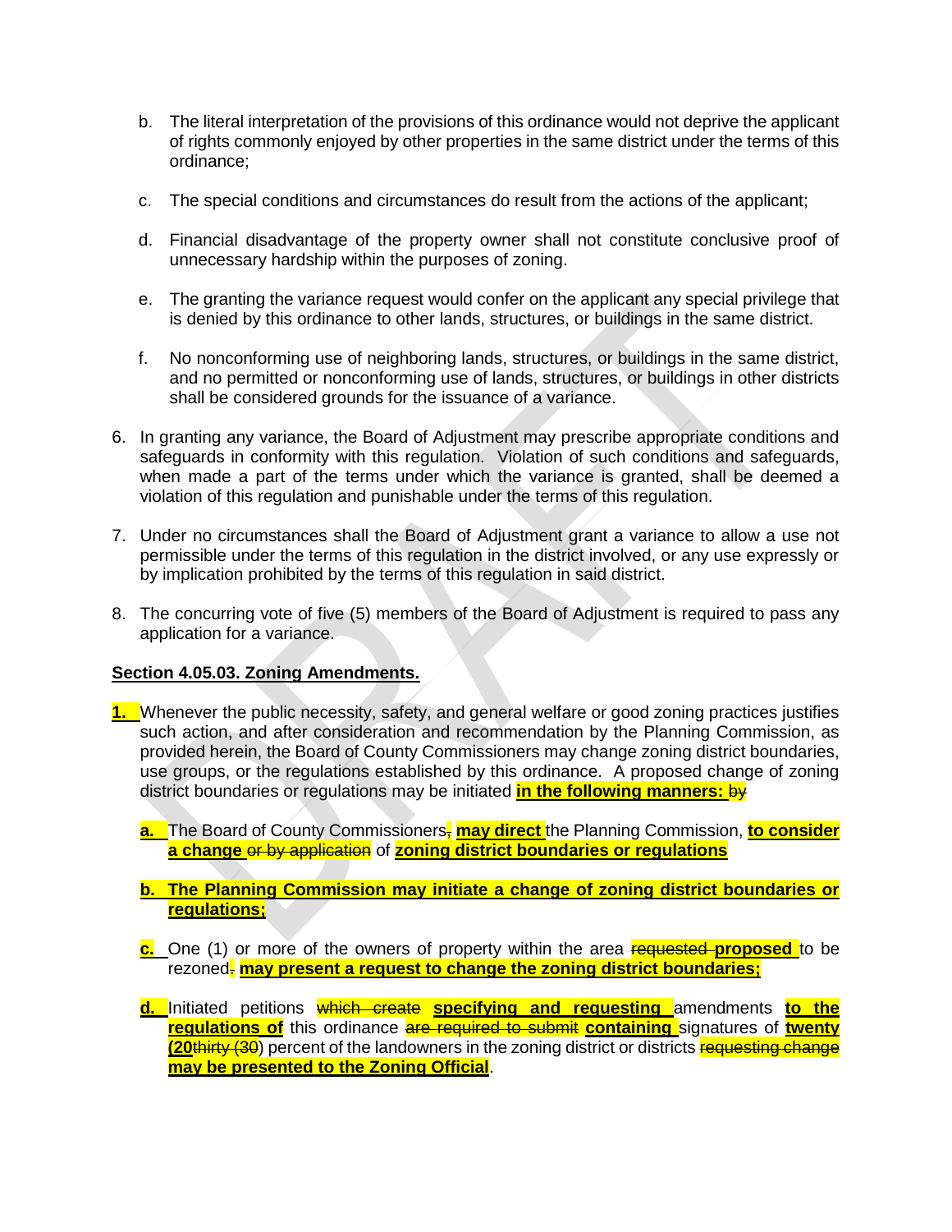b. The literal interpretation of the provisions of this ordinance would not deprive the applicant of rights commonly enjoyed by other properties in the same district under the terms of this ordinance;

c. The special conditions and circumstances do result from the actions of the applicant;

d. Financial disadvantage of the property owner shall not constitute conclusive proof of unnecessary hardship within the purposes of zoning.

e. The granting the variance request would confer on the applicant any special privilege that is denied by this ordinance to other lands, structures, or buildings in the same district.

f. No nonconforming use of neighboring lands, structures, or buildings in the same district, and no permitted or nonconforming use of lands, structures, or buildings in other districts shall be considered grounds for the issuance of a variance.

6. In granting any variance, the Board of Adjustment may prescribe appropriate conditions and safeguards in conformity with this regulation. Violation of such conditions and safeguards, when made a part of the terms under which the variance is granted, shall be deemed a violation of this regulation and punishable under the terms of this regulation.

7. Under no circumstances shall the Board of Adjustment grant a variance to allow a use not permissible under the terms of this regulation in the district involved, or any use expressly or by implication prohibited by the terms of this regulation in said district.

8. The concurring vote of five (5) members of the Board of Adjustment is required to pass any application for a variance.

**Section 4.05.03. Zoning Amendments.**

**1.** Whenever the public necessity, safety, and general welfare or good zoning practices justifies such action, and after consideration and recommendation by the Planning Commission, as provided herein, the Board of County Commissioners may change zoning district boundaries, use groups, or the regulations established by this ordinance. A proposed change of zoning district boundaries or regulations may be initiated **in the following manners:** ~~by~~

**a.** The Board of County Commissioners~~,~~ **may direct** the Planning Commission, **to consider a change** ~~or by application~~ of **zoning district boundaries or regulations**

**b. The Planning Commission may initiate a change of zoning district boundaries or regulations;**

**c.** One (1) or more of the owners of property within the area ~~requested~~ **proposed** to be rezoned~~.~~ **may present a request to change the zoning district boundaries;**

**d.** Initiated petitions ~~which create~~ **specifying and requesting** amendments **to the regulations of** this ordinance ~~are required to submit~~ **containing** signatures of **twenty (20**~~thirty (30~~) percent of the landowners in the zoning district or districts ~~requesting change~~ **may be presented to the Zoning Official**.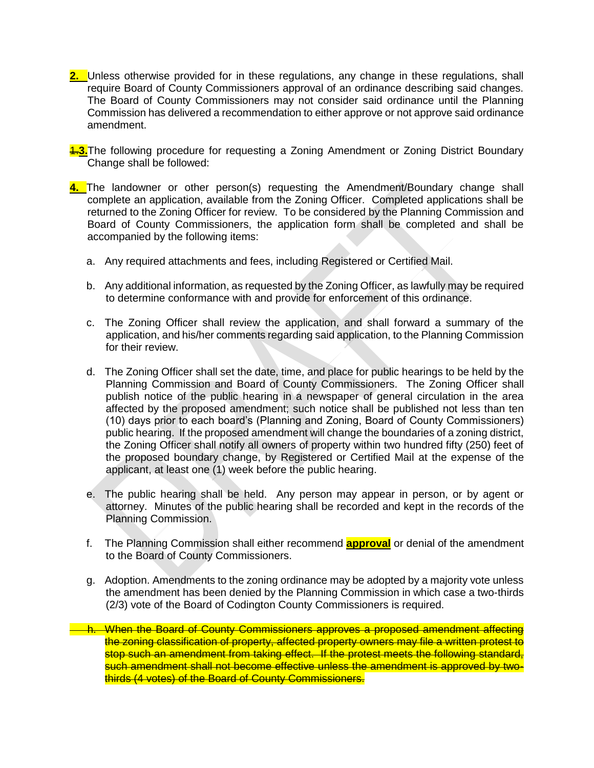**2.** Unless otherwise provided for in these regulations, any change in these regulations, shall require Board of County Commissioners approval of an ordinance describing said changes. The Board of County Commissioners may not consider said ordinance until the Planning Commission has delivered a recommendation to either approve or not approve said ordinance amendment.

~~1.~~**3.** The following procedure for requesting a Zoning Amendment or Zoning District Boundary Change shall be followed:

**4.** The landowner or other person(s) requesting the Amendment/Boundary change shall complete an application, available from the Zoning Officer. Completed applications shall be returned to the Zoning Officer for review. To be considered by the Planning Commission and Board of County Commissioners, the application form shall be completed and shall be accompanied by the following items:

a. Any required attachments and fees, including Registered or Certified Mail.

b. Any additional information, as requested by the Zoning Officer, as lawfully may be required to determine conformance with and provide for enforcement of this ordinance.

c. The Zoning Officer shall review the application, and shall forward a summary of the application, and his/her comments regarding said application, to the Planning Commission for their review.

d. The Zoning Officer shall set the date, time, and place for public hearings to be held by the Planning Commission and Board of County Commissioners. The Zoning Officer shall publish notice of the public hearing in a newspaper of general circulation in the area affected by the proposed amendment; such notice shall be published not less than ten (10) days prior to each board's (Planning and Zoning, Board of County Commissioners) public hearing. If the proposed amendment will change the boundaries of a zoning district, the Zoning Officer shall notify all owners of property within two hundred fifty (250) feet of the proposed boundary change, by Registered or Certified Mail at the expense of the applicant, at least one (1) week before the public hearing.

e. The public hearing shall be held. Any person may appear in person, or by agent or attorney. Minutes of the public hearing shall be recorded and kept in the records of the Planning Commission.

f. The Planning Commission shall either recommend **approval** or denial of the amendment to the Board of County Commissioners.

g. Adoption. Amendments to the zoning ordinance may be adopted by a majority vote unless the amendment has been denied by the Planning Commission in which case a two-thirds (2/3) vote of the Board of Codington County Commissioners is required.

~~h. When the Board of County Commissioners approves a proposed amendment affecting the zoning classification of property, affected property owners may file a written protest to stop such an amendment from taking effect. If the protest meets the following standard, such amendment shall not become effective unless the amendment is approved by two-thirds (4 votes) of the Board of County Commissioners.~~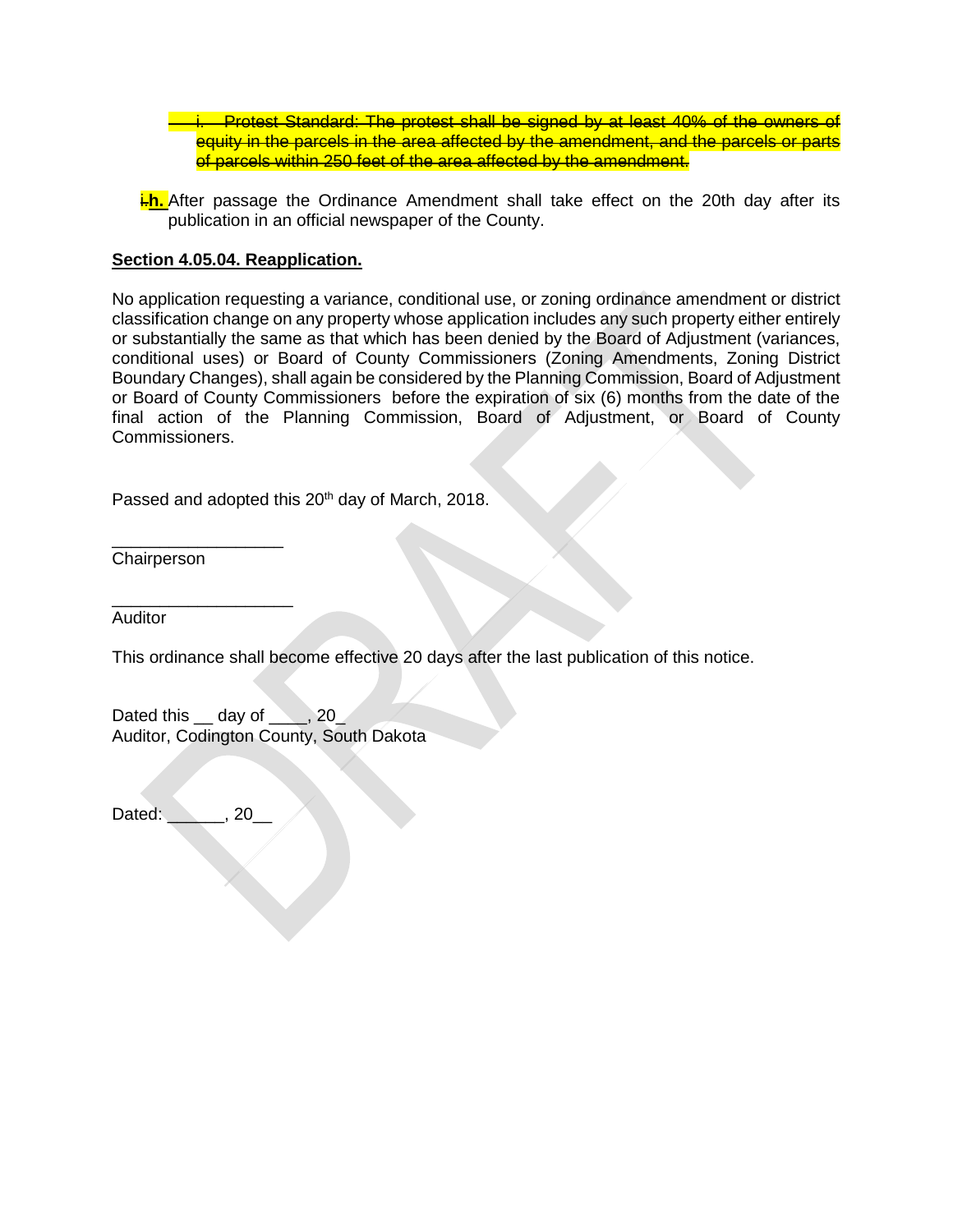~~i. Protest Standard: The protest shall be signed by at least 40% of the owners of equity in the parcels in the area affected by the amendment, and the parcels or parts of parcels within 250 feet of the area affected by the amendment.~~

~~i.~~**h.** After passage the Ordinance Amendment shall take effect on the 20th day after its publication in an official newspaper of the County.

**Section 4.05.04. Reapplication.**

No application requesting a variance, conditional use, or zoning ordinance amendment or district classification change on any property whose application includes any such property either entirely or substantially the same as that which has been denied by the Board of Adjustment (variances, conditional uses) or Board of County Commissioners (Zoning Amendments, Zoning District Boundary Changes), shall again be considered by the Planning Commission, Board of Adjustment or Board of County Commissioners before the expiration of six (6) months from the date of the final action of the Planning Commission, Board of Adjustment, or Board of County Commissioners.

Passed and adopted this 20th day of March, 2018.

\_\_\_\_\_\_\_\_\_\_\_\_\_\_\_\_\_\_
Chairperson

\_\_\_\_\_\_\_\_\_\_\_\_\_\_\_\_\_\_\_
Auditor

This ordinance shall become effective 20 days after the last publication of this notice.

Dated this __ day of ____, 20_
Auditor, Codington County, South Dakota

Dated: ______, 20__